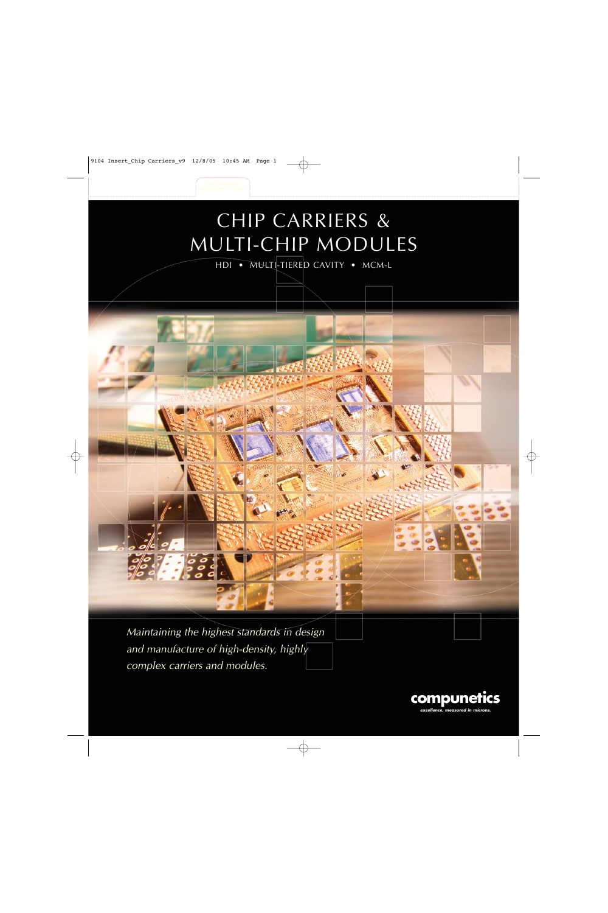# CHIP CARRIERS & MULTI-CHIP MODULES

HDI • MULTI-TIERED CAVITY • MCM-L

*Maintaining the highest standards in design and manufacture of high-density, highly complex carriers and modules.*

**compunetics**

*excellence, measured in microns.*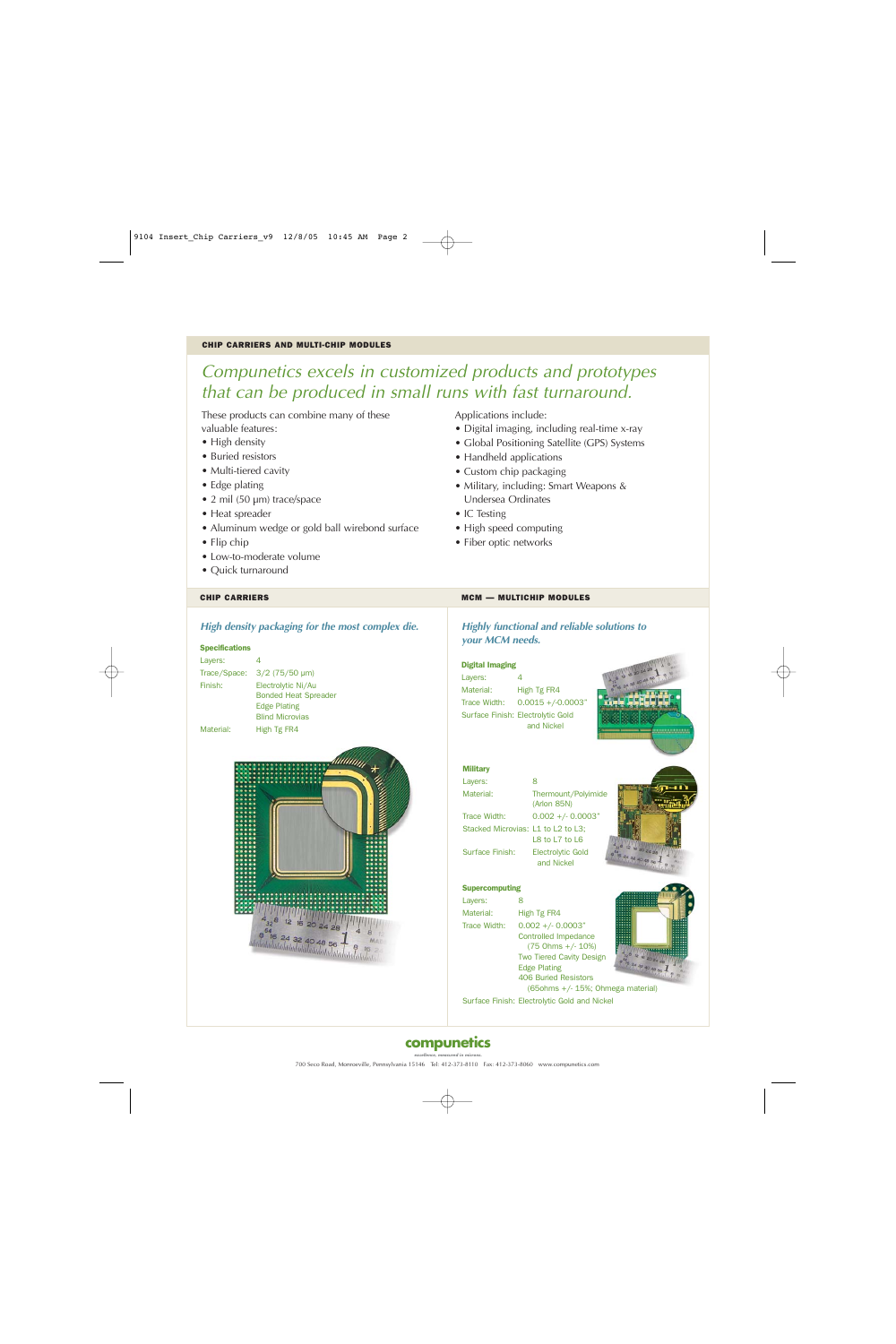## CHIP CARRIERS AND MULTI-CHIP MODULES

*Compunetics excels in customized products and prototypes that can be produced in small runs with fast turnaround.*

These products can combine many of these valuable features:

- High density
- Buried resistors
- Multi-tiered cavity
- Edge plating
- 2 mil (50 µm) trace/space
- Heat spreader
- Aluminum wedge or gold ball wirebond surface
- Flip chip
- Low-to-moderate volume
- Quick turnaround

Applications include:

- Digital imaging, including real-time x-ray
- Global Positioning Satellite (GPS) Systems
- Handheld applications
- Custom chip packaging
- Military, including: Smart Weapons & Undersea Ordinates
- IC Testing
- High speed computing
- Fiber optic networks

### CHIP CARRIERS

*High density packaging for the most complex die.*

**Specifications**

| | |
|---|---|
| Layers: | 4 |
| Trace/Space: | 3/2 (75/50 µm) |
| Finish: | Electrolytic Ni/Au<br>Bonded Heat Spreader<br>Edge Plating<br>Blind Microvias |
| Material: | High Tg FR4 |

### MCM — MULTICHIP MODULES

*Highly functional and reliable solutions to your MCM needs.*

**Digital Imaging**

| | |
|---|---|
| Layers: | 4 |
| Material: | High Tg FR4 |
| Trace Width: | 0.0015 +/-0.0003" |
| Surface Finish: | Electrolytic Gold and Nickel |

**Military**

| | |
|---|---|
| Layers: | 8 |
| Material: | Thermount/Polyimide (Arlon 85N) |
| Trace Width: | 0.002 +/- 0.0003" |
| Stacked Microvias: | L1 to L2 to L3; L8 to L7 to L6 |
| Surface Finish: | Electrolytic Gold and Nickel |

**Supercomputing**

| | |
|---|---|
| Layers: | 8 |
| Material: | High Tg FR4 |
| Trace Width: | 0.002 +/- 0.0003"<br>Controlled Impedance (75 Ohms +/- 10%)<br>Two Tiered Cavity Design<br>Edge Plating<br>406 Buried Resistors (65ohms +/- 15%; Ohmega material) |
| Surface Finish: | Electrolytic Gold and Nickel |

**compunetics**

*excellence, measured in microns.*

700 Seco Road, Monroeville, Pennsylvania 15146 Tel: 412-373-8110 Fax: 412-373-8060 www.compunetics.com